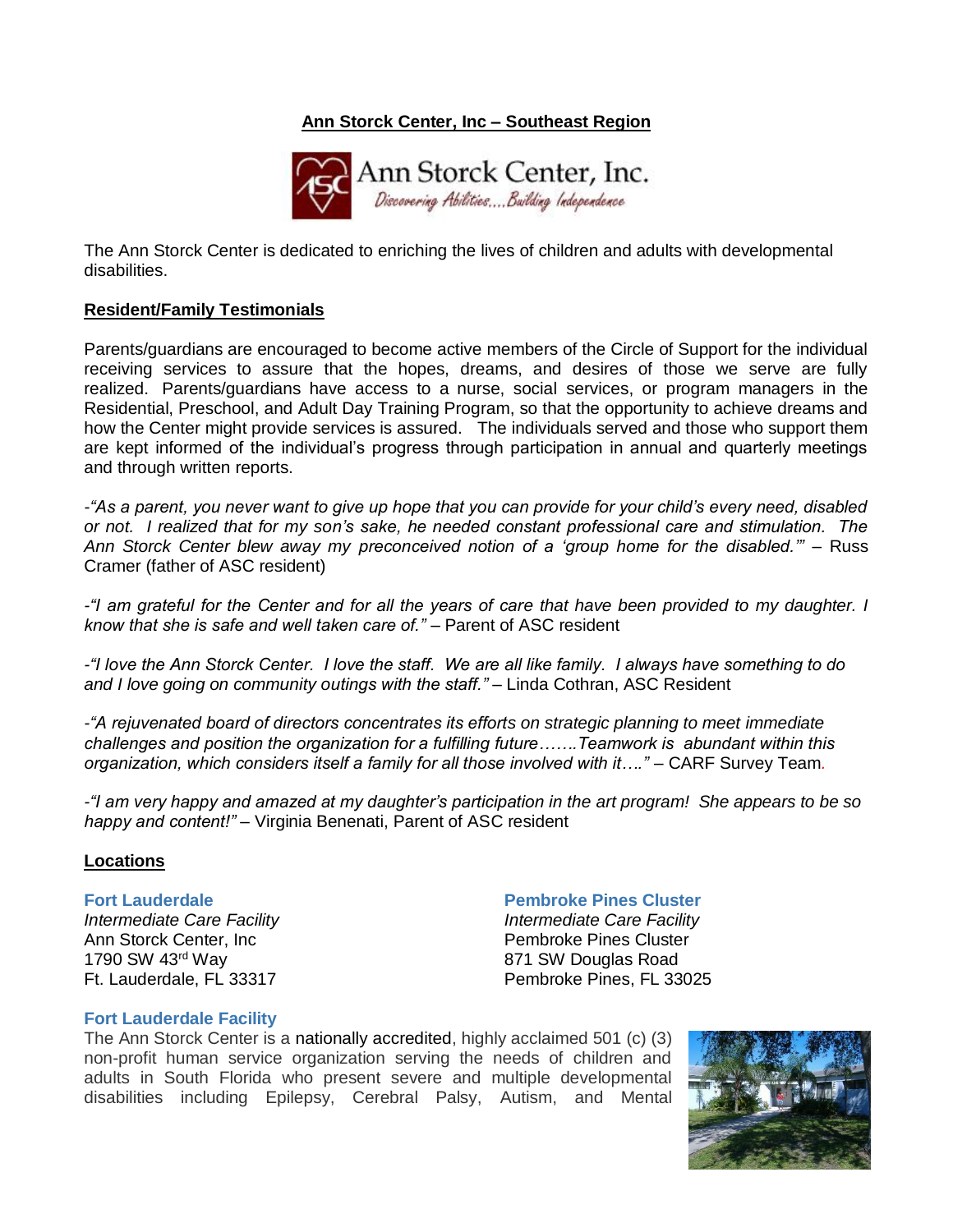# Ann Storck Center, Inc – Southeast Region

Ann Storck Center, Inc.

*Discovering Abilities....Building Independence*

The Ann Storck Center is dedicated to enriching the lives of children and adults with developmental disabilities.

## Resident/Family Testimonials

Parents/guardians are encouraged to become active members of the Circle of Support for the individual receiving services to assure that the hopes, dreams, and desires of those we serve are fully realized. Parents/guardians have access to a nurse, social services, or program managers in the Residential, Preschool, and Adult Day Training Program, so that the opportunity to achieve dreams and how the Center might provide services is assured. The individuals served and those who support them are kept informed of the individual's progress through participation in annual and quarterly meetings and through written reports.

-*"As a parent, you never want to give up hope that you can provide for your child's every need, disabled or not. I realized that for my son's sake, he needed constant professional care and stimulation. The Ann Storck Center blew away my preconceived notion of a 'group home for the disabled.'"* – Russ Cramer (father of ASC resident)

-*"I am grateful for the Center and for all the years of care that have been provided to my daughter. I know that she is safe and well taken care of."* – Parent of ASC resident

-*"I love the Ann Storck Center. I love the staff. We are all like family. I always have something to do and I love going on community outings with the staff."* – Linda Cothran, ASC Resident

-*"A rejuvenated board of directors concentrates its efforts on strategic planning to meet immediate challenges and position the organization for a fulfilling future…….Teamwork is abundant within this organization, which considers itself a family for all those involved with it…."* – CARF Survey Team.

-*"I am very happy and amazed at my daughter's participation in the art program! She appears to be so happy and content!"* – Virginia Benenati, Parent of ASC resident

## Locations

**Fort Lauderdale**
*Intermediate Care Facility*
Ann Storck Center, Inc
1790 SW 43rd Way
Ft. Lauderdale, FL 33317

**Pembroke Pines Cluster**
*Intermediate Care Facility*
Pembroke Pines Cluster
871 SW Douglas Road
Pembroke Pines, FL 33025

### Fort Lauderdale Facility

The Ann Storck Center is a nationally accredited, highly acclaimed 501 (c) (3) non-profit human service organization serving the needs of children and adults in South Florida who present severe and multiple developmental disabilities including Epilepsy, Cerebral Palsy, Autism, and Mental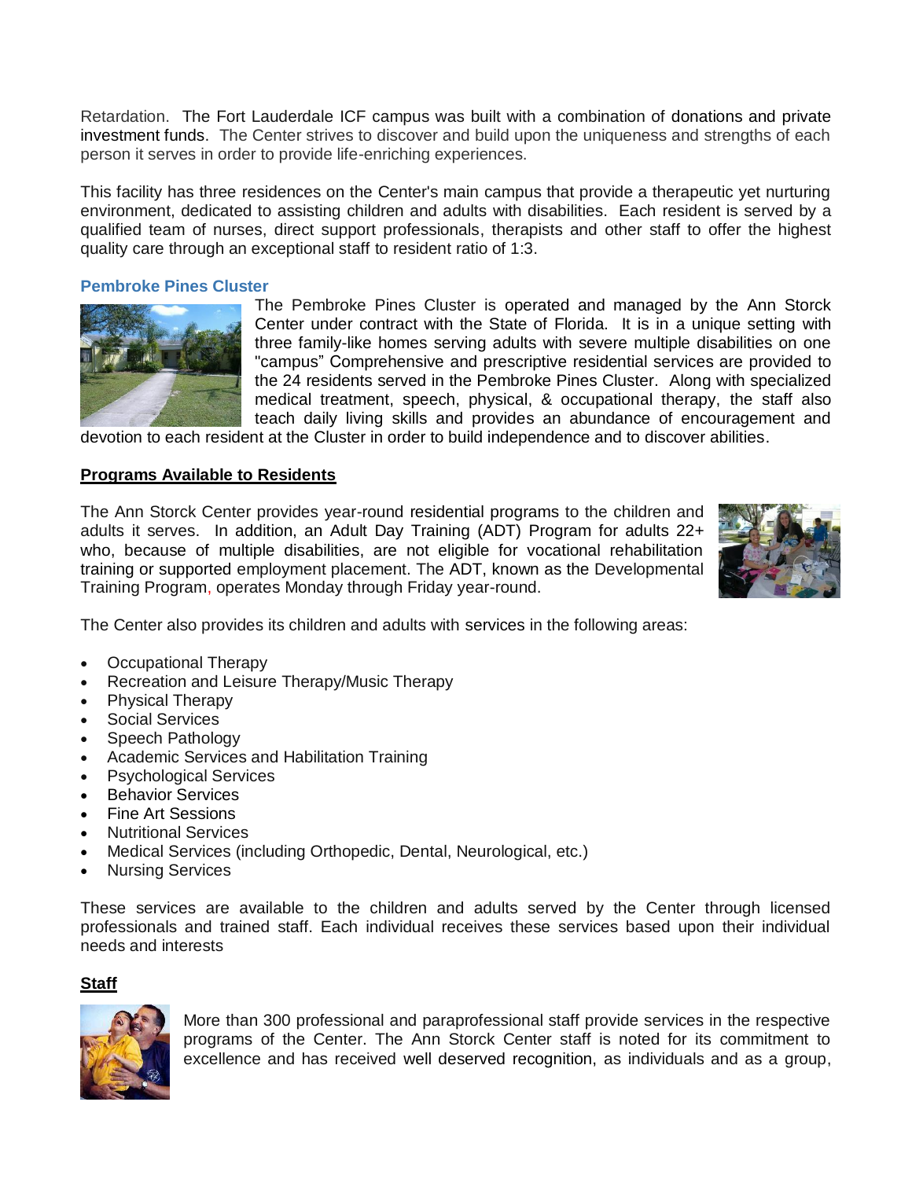Retardation. The Fort Lauderdale ICF campus was built with a combination of donations and private investment funds. The Center strives to discover and build upon the uniqueness and strengths of each person it serves in order to provide life-enriching experiences.

This facility has three residences on the Center's main campus that provide a therapeutic yet nurturing environment, dedicated to assisting children and adults with disabilities. Each resident is served by a qualified team of nurses, direct support professionals, therapists and other staff to offer the highest quality care through an exceptional staff to resident ratio of 1:3.

### Pembroke Pines Cluster

The Pembroke Pines Cluster is operated and managed by the Ann Storck Center under contract with the State of Florida. It is in a unique setting with three family-like homes serving adults with severe multiple disabilities on one "campus" Comprehensive and prescriptive residential services are provided to the 24 residents served in the Pembroke Pines Cluster. Along with specialized medical treatment, speech, physical, & occupational therapy, the staff also teach daily living skills and provides an abundance of encouragement and devotion to each resident at the Cluster in order to build independence and to discover abilities.

## Programs Available to Residents

The Ann Storck Center provides year-round residential programs to the children and adults it serves. In addition, an Adult Day Training (ADT) Program for adults 22+ who, because of multiple disabilities, are not eligible for vocational rehabilitation training or supported employment placement. The ADT, known as the Developmental Training Program, operates Monday through Friday year-round.

The Center also provides its children and adults with services in the following areas:

- Occupational Therapy
- Recreation and Leisure Therapy/Music Therapy
- Physical Therapy
- Social Services
- Speech Pathology
- Academic Services and Habilitation Training
- Psychological Services
- Behavior Services
- Fine Art Sessions
- Nutritional Services
- Medical Services (including Orthopedic, Dental, Neurological, etc.)
- Nursing Services

These services are available to the children and adults served by the Center through licensed professionals and trained staff. Each individual receives these services based upon their individual needs and interests

## Staff

More than 300 professional and paraprofessional staff provide services in the respective programs of the Center. The Ann Storck Center staff is noted for its commitment to excellence and has received well deserved recognition, as individuals and as a group,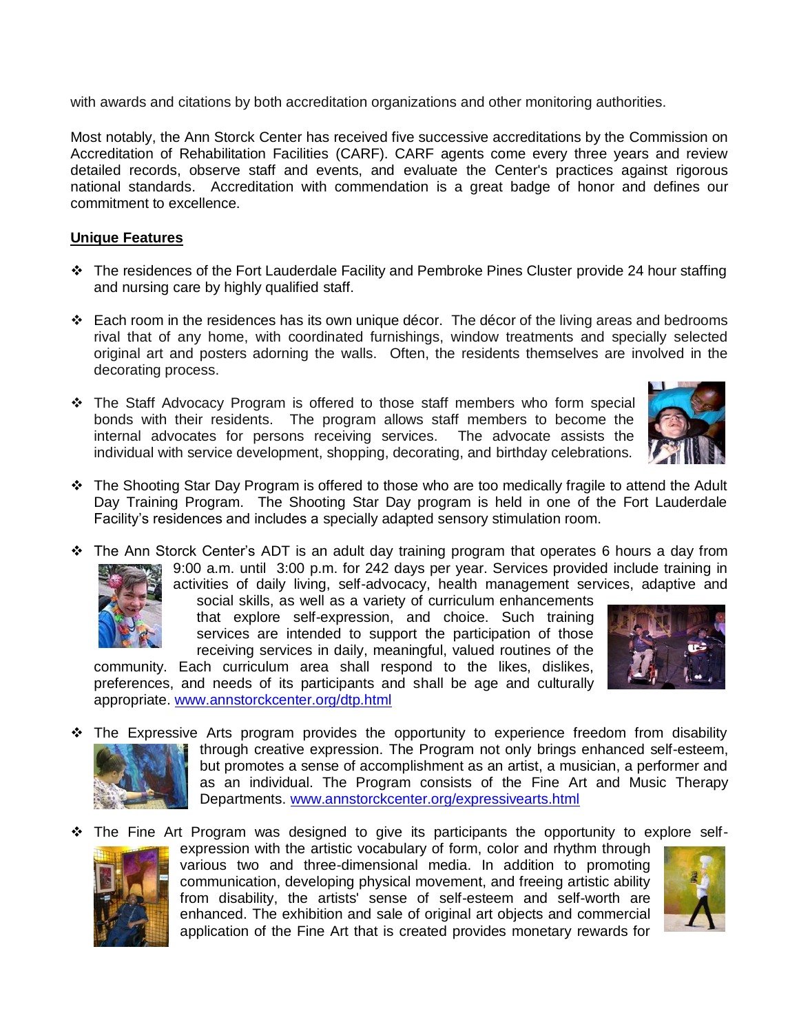with awards and citations by both accreditation organizations and other monitoring authorities.

Most notably, the Ann Storck Center has received five successive accreditations by the Commission on Accreditation of Rehabilitation Facilities (CARF). CARF agents come every three years and review detailed records, observe staff and events, and evaluate the Center's practices against rigorous national standards. Accreditation with commendation is a great badge of honor and defines our commitment to excellence.

## Unique Features

- The residences of the Fort Lauderdale Facility and Pembroke Pines Cluster provide 24 hour staffing and nursing care by highly qualified staff.

- Each room in the residences has its own unique décor. The décor of the living areas and bedrooms rival that of any home, with coordinated furnishings, window treatments and specially selected original art and posters adorning the walls. Often, the residents themselves are involved in the decorating process.

- The Staff Advocacy Program is offered to those staff members who form special bonds with their residents. The program allows staff members to become the internal advocates for persons receiving services. The advocate assists the individual with service development, shopping, decorating, and birthday celebrations.

- The Shooting Star Day Program is offered to those who are too medically fragile to attend the Adult Day Training Program. The Shooting Star Day program is held in one of the Fort Lauderdale Facility's residences and includes a specially adapted sensory stimulation room.

- The Ann Storck Center's ADT is an adult day training program that operates 6 hours a day from 9:00 a.m. until 3:00 p.m. for 242 days per year. Services provided include training in activities of daily living, self-advocacy, health management services, adaptive and social skills, as well as a variety of curriculum enhancements that explore self-expression, and choice. Such training services are intended to support the participation of those receiving services in daily, meaningful, valued routines of the community. Each curriculum area shall respond to the likes, dislikes, preferences, and needs of its participants and shall be age and culturally appropriate. www.annstorckcenter.org/dtp.html

- The Expressive Arts program provides the opportunity to experience freedom from disability through creative expression. The Program not only brings enhanced self-esteem, but promotes a sense of accomplishment as an artist, a musician, a performer and as an individual. The Program consists of the Fine Art and Music Therapy Departments. www.annstorckcenter.org/expressivearts.html

- The Fine Art Program was designed to give its participants the opportunity to explore self-expression with the artistic vocabulary of form, color and rhythm through various two and three-dimensional media. In addition to promoting communication, developing physical movement, and freeing artistic ability from disability, the artists' sense of self-esteem and self-worth are enhanced. The exhibition and sale of original art objects and commercial application of the Fine Art that is created provides monetary rewards for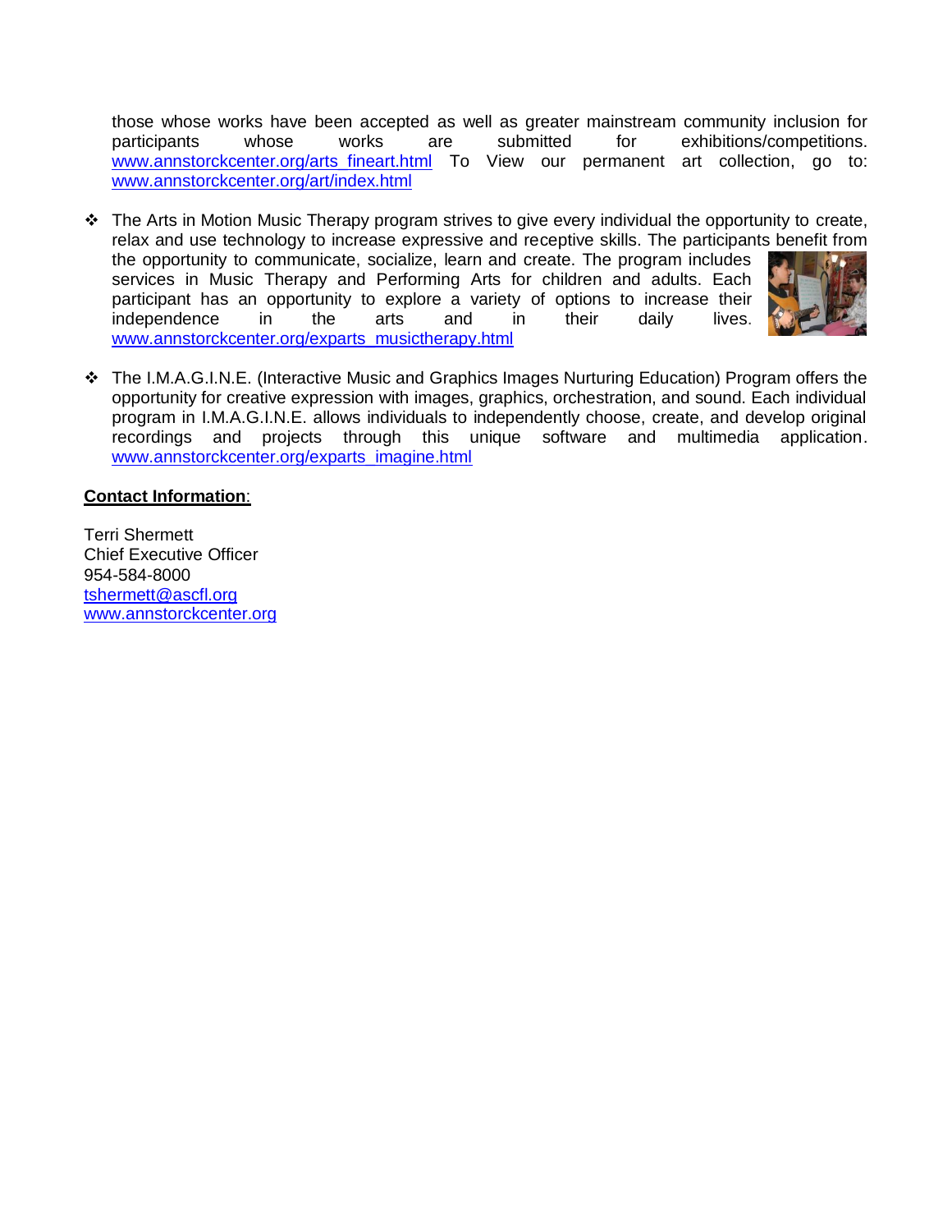those whose works have been accepted as well as greater mainstream community inclusion for participants whose works are submitted for exhibitions/competitions. www.annstorckcenter.org/arts_fineart.html To View our permanent art collection, go to: www.annstorckcenter.org/art/index.html

- The Arts in Motion Music Therapy program strives to give every individual the opportunity to create, relax and use technology to increase expressive and receptive skills. The participants benefit from the opportunity to communicate, socialize, learn and create. The program includes services in Music Therapy and Performing Arts for children and adults. Each participant has an opportunity to explore a variety of options to increase their independence in the arts and in their daily lives. www.annstorckcenter.org/exparts_musictherapy.html

- The I.M.A.G.I.N.E. (Interactive Music and Graphics Images Nurturing Education) Program offers the opportunity for creative expression with images, graphics, orchestration, and sound. Each individual program in I.M.A.G.I.N.E. allows individuals to independently choose, create, and develop original recordings and projects through this unique software and multimedia application. www.annstorckcenter.org/exparts_imagine.html

**Contact Information**:

Terri Shermett
Chief Executive Officer
954-584-8000
tshermett@ascfl.org
www.annstorckcenter.org